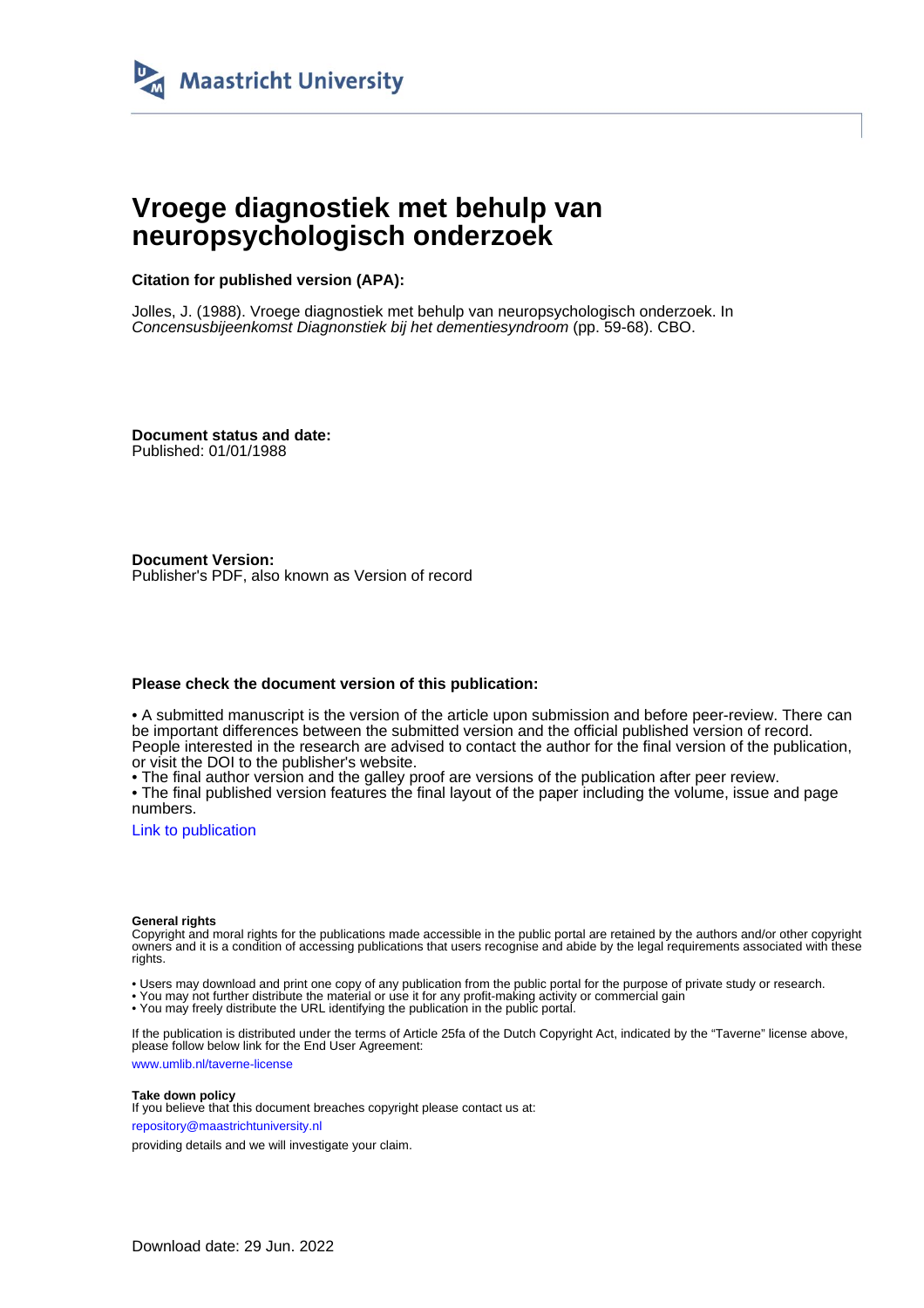# Vroege diagnostiek met behulp van neuropsychologisch onderzoek

**Citation for published version (APA):**

Jolles, J. (1988). Vroege diagnostiek met behulp van neuropsychologisch onderzoek. In *Concensusbijeenkomst Diagnonstiek bij het dementiesyndroom* (pp. 59-68). CBO.

**Document status and date:**
Published: 01/01/1988

**Document Version:**
Publisher's PDF, also known as Version of record

**Please check the document version of this publication:**

• A submitted manuscript is the version of the article upon submission and before peer-review. There can be important differences between the submitted version and the official published version of record. People interested in the research are advised to contact the author for the final version of the publication, or visit the DOI to the publisher's website.
• The final author version and the galley proof are versions of the publication after peer review.
• The final published version features the final layout of the paper including the volume, issue and page numbers.

Link to publication

**General rights**
Copyright and moral rights for the publications made accessible in the public portal are retained by the authors and/or other copyright owners and it is a condition of accessing publications that users recognise and abide by the legal requirements associated with these rights.

• Users may download and print one copy of any publication from the public portal for the purpose of private study or research.
• You may not further distribute the material or use it for any profit-making activity or commercial gain
• You may freely distribute the URL identifying the publication in the public portal.

If the publication is distributed under the terms of Article 25fa of the Dutch Copyright Act, indicated by the "Taverne" license above, please follow below link for the End User Agreement:

www.umlib.nl/taverne-license

**Take down policy**
If you believe that this document breaches copyright please contact us at:

repository@maastrichtuniversity.nl

providing details and we will investigate your claim.

Download date: 29 Jun. 2022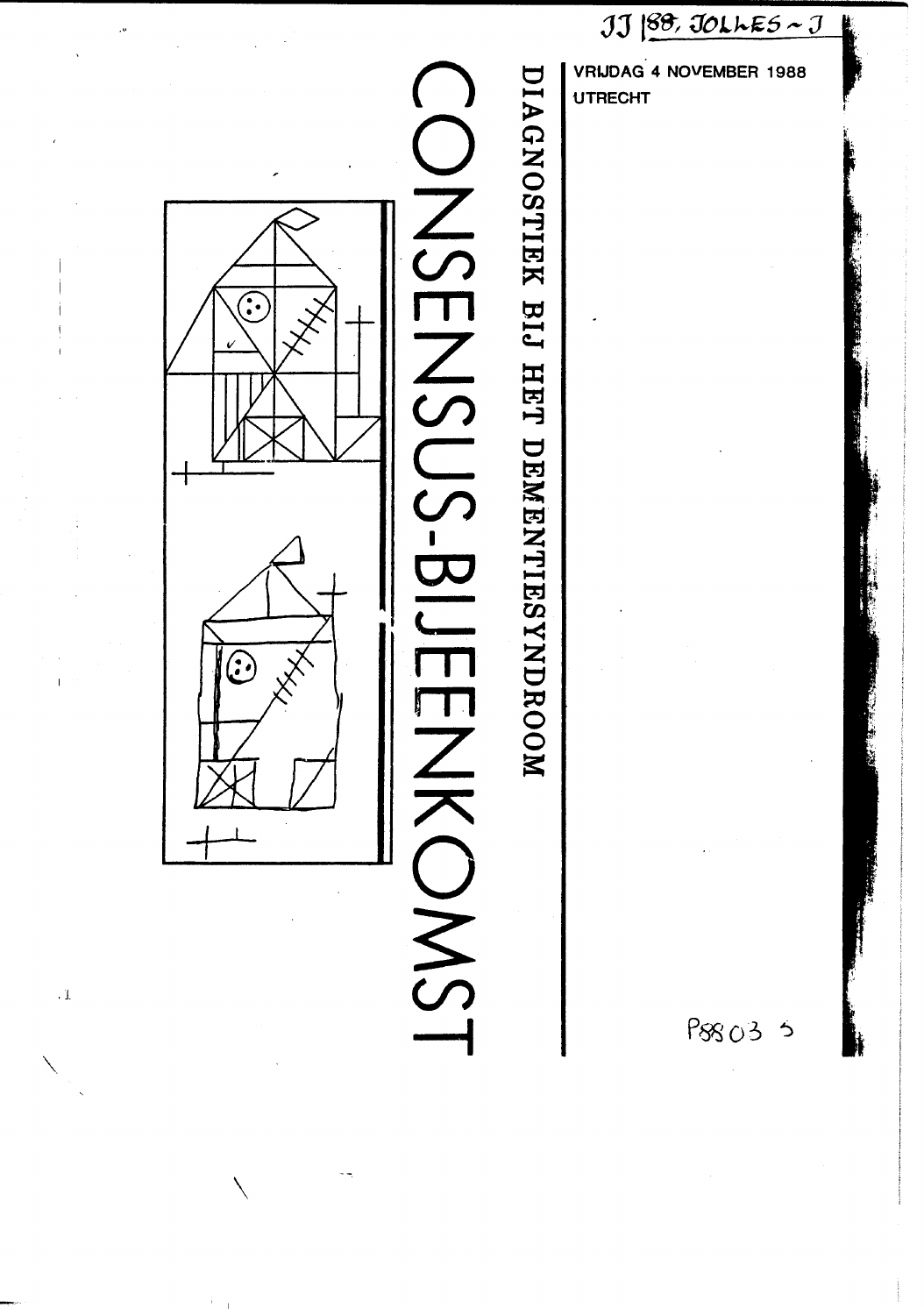JJ 188, JOLLES ~ J

VRIJDAG 4 NOVEMBER 1988

UTRECHT

# CONSENSUS-BIJEENKOMST

## DIAGNOSTIEK BIJ HET DEMENTIESYNDROOM

P88035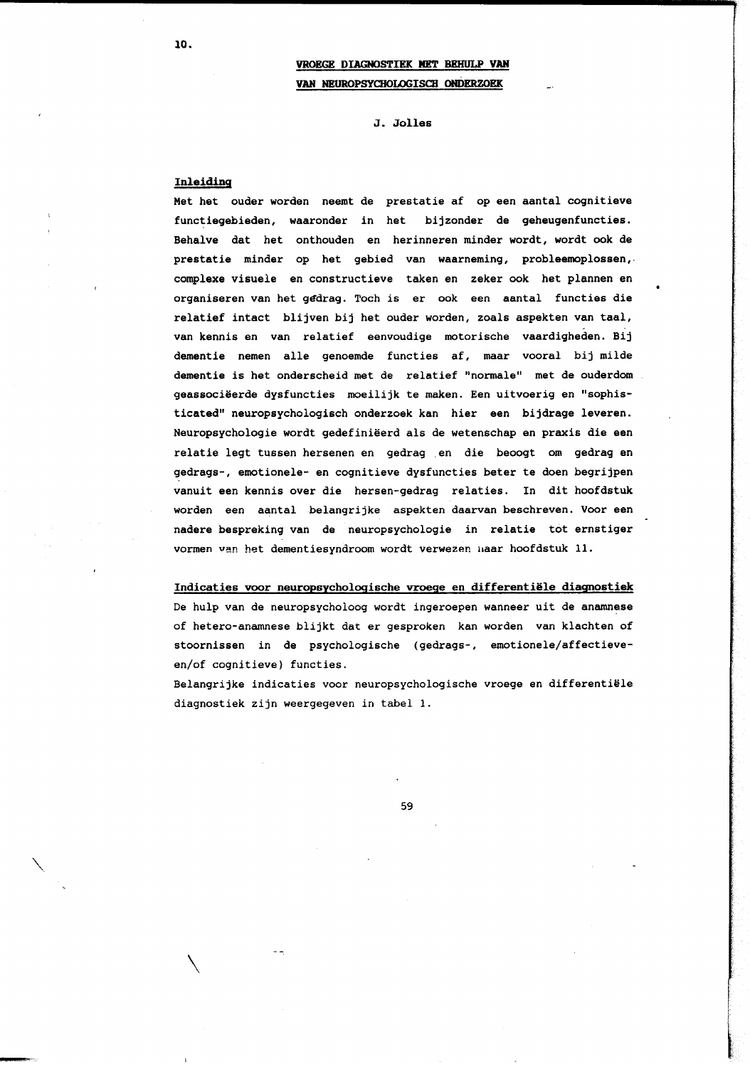# 10. VROEGE DIAGNOSTIEK MET BEHULP VAN VAN NEUROPSYCHOLOGISCH ONDERZOEK

J. Jolles

## Inleiding

Met het ouder worden neemt de prestatie af op een aantal cognitieve functiegebieden, waaronder in het bijzonder de geheugenfuncties. Behalve dat het onthouden en herinneren minder wordt, wordt ook de prestatie minder op het gebied van waarneming, probleemoplossen, complexe visuele en constructieve taken en zeker ook het plannen en organiseren van het gedrag. Toch is er ook een aantal functies die relatief intact blijven bij het ouder worden, zoals aspekten van taal, van kennis en van relatief eenvoudige motorische vaardigheden. Bij dementie nemen alle genoemde functies af, maar vooral bij milde dementie is het onderscheid met de relatief "normale" met de ouderdom geassociëerde dysfuncties moeilijk te maken. Een uitvoerig en "sophisticated" neuropsychologisch onderzoek kan hier een bijdrage leveren. Neuropsychologie wordt gedefiniëerd als de wetenschap en praxis die een relatie legt tussen hersenen en gedrag en die beoogt om gedrag en gedrags-, emotionele- en cognitieve dysfuncties beter te doen begrijpen vanuit een kennis over die hersen-gedrag relaties. In dit hoofdstuk worden een aantal belangrijke aspekten daarvan beschreven. Voor een nadere bespreking van de neuropsychologie in relatie tot ernstiger vormen van het dementiesyndroom wordt verwezen naar hoofdstuk 11.

## Indicaties voor neuropsychologische vroege en differentiële diagnostiek

De hulp van de neuropsycholoog wordt ingeroepen wanneer uit de anamnese of hetero-anamnese blijkt dat er gesproken kan worden van klachten of stoornissen in de psychologische (gedrags-, emotionele/affectieve- en/of cognitieve) functies.

Belangrijke indicaties voor neuropsychologische vroege en differentiële diagnostiek zijn weergegeven in tabel 1.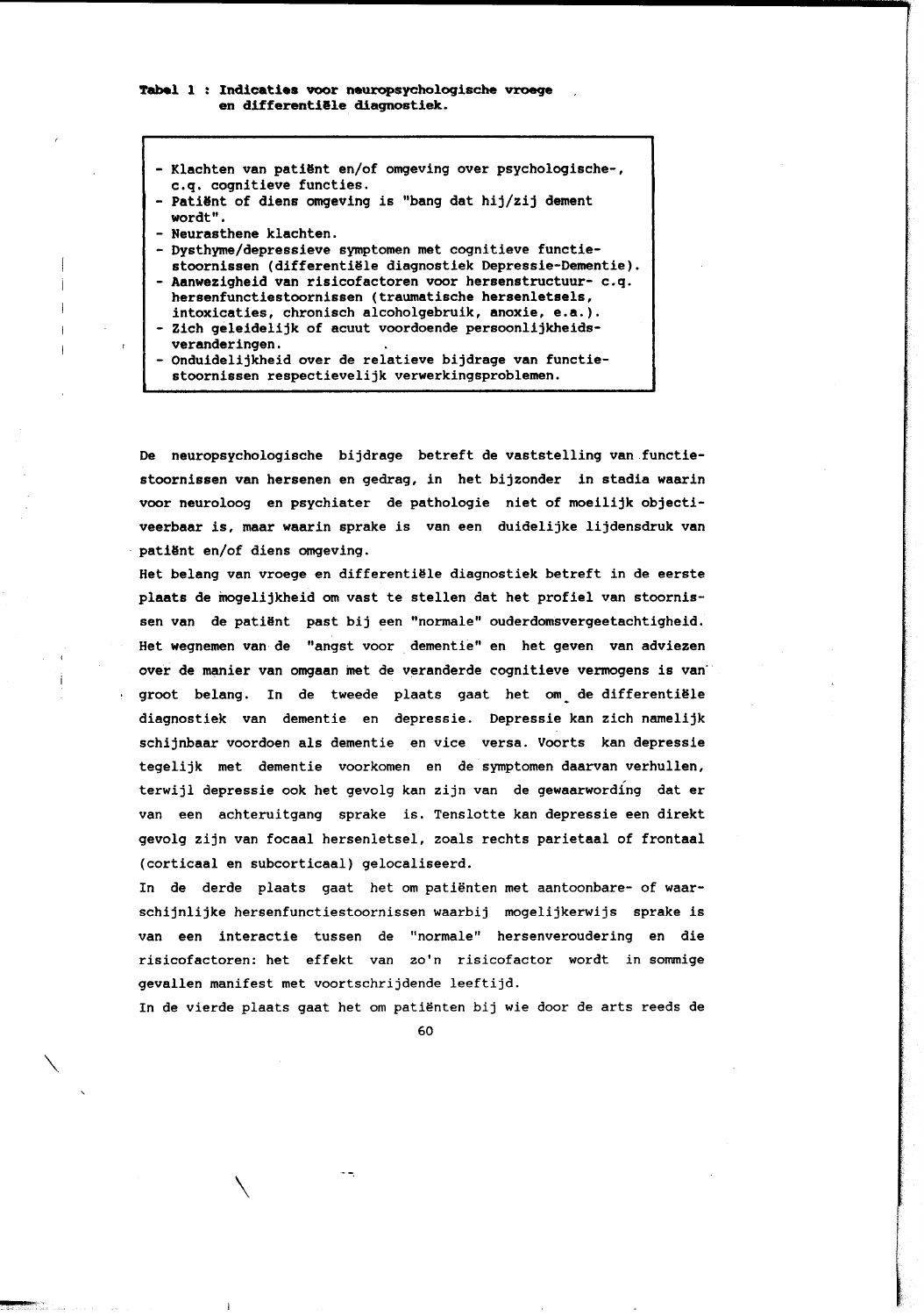**Tabel 1 : Indicaties voor neuropsychologische vroege en differentiële diagnostiek.**

- Klachten van patiënt en/of omgeving over psychologische-, c.q. cognitieve functies.
- Patiënt of diens omgeving is "bang dat hij/zij dement wordt".
- Neurasthene klachten.
- Dysthyme/depressieve symptomen met cognitieve functiestoornissen (differentiële diagnostiek Depressie-Dementie).
- Aanwezigheid van risicofactoren voor hersenstructuur- c.q. hersenfunctiestoornissen (traumatische hersenletsels, intoxicaties, chronisch alcoholgebruik, anoxie, e.a.).
- Zich geleidelijk of acuut voordoende persoonlijkheidsveranderingen.
- Onduidelijkheid over de relatieve bijdrage van functiestoornissen respectievelijk verwerkingsproblemen.

De neuropsychologische bijdrage betreft de vaststelling van functiestoornissen van hersenen en gedrag, in het bijzonder in stadia waarin voor neuroloog en psychiater de pathologie niet of moeilijk objectiveerbaar is, maar waarin sprake is van een duidelijke lijdensdruk van patiënt en/of diens omgeving.

Het belang van vroege en differentiële diagnostiek betreft in de eerste plaats de mogelijkheid om vast te stellen dat het profiel van stoornissen van de patiënt past bij een "normale" ouderdomsvergeetachtigheid. Het wegnemen van de "angst voor dementie" en het geven van adviezen over de manier van omgaan met de veranderde cognitieve vermogens is van groot belang. In de tweede plaats gaat het om de differentiële diagnostiek van dementie en depressie. Depressie kan zich namelijk schijnbaar voordoen als dementie en vice versa. Voorts kan depressie tegelijk met dementie voorkomen en de symptomen daarvan verhullen, terwijl depressie ook het gevolg kan zijn van de gewaarwording dat er van een achteruitgang sprake is. Tenslotte kan depressie een direkt gevolg zijn van focaal hersenletsel, zoals rechts parietaal of frontaal (corticaal en subcorticaal) gelocaliseerd.

In de derde plaats gaat het om patiënten met aantoonbare- of waarschijnlijke hersenfunctiestoornissen waarbij mogelijkerwijs sprake is van een interactie tussen de "normale" hersenveroudering en die risicofactoren: het effekt van zo'n risicofactor wordt in sommige gevallen manifest met voortschrijdende leeftijd.

In de vierde plaats gaat het om patiënten bij wie door de arts reeds de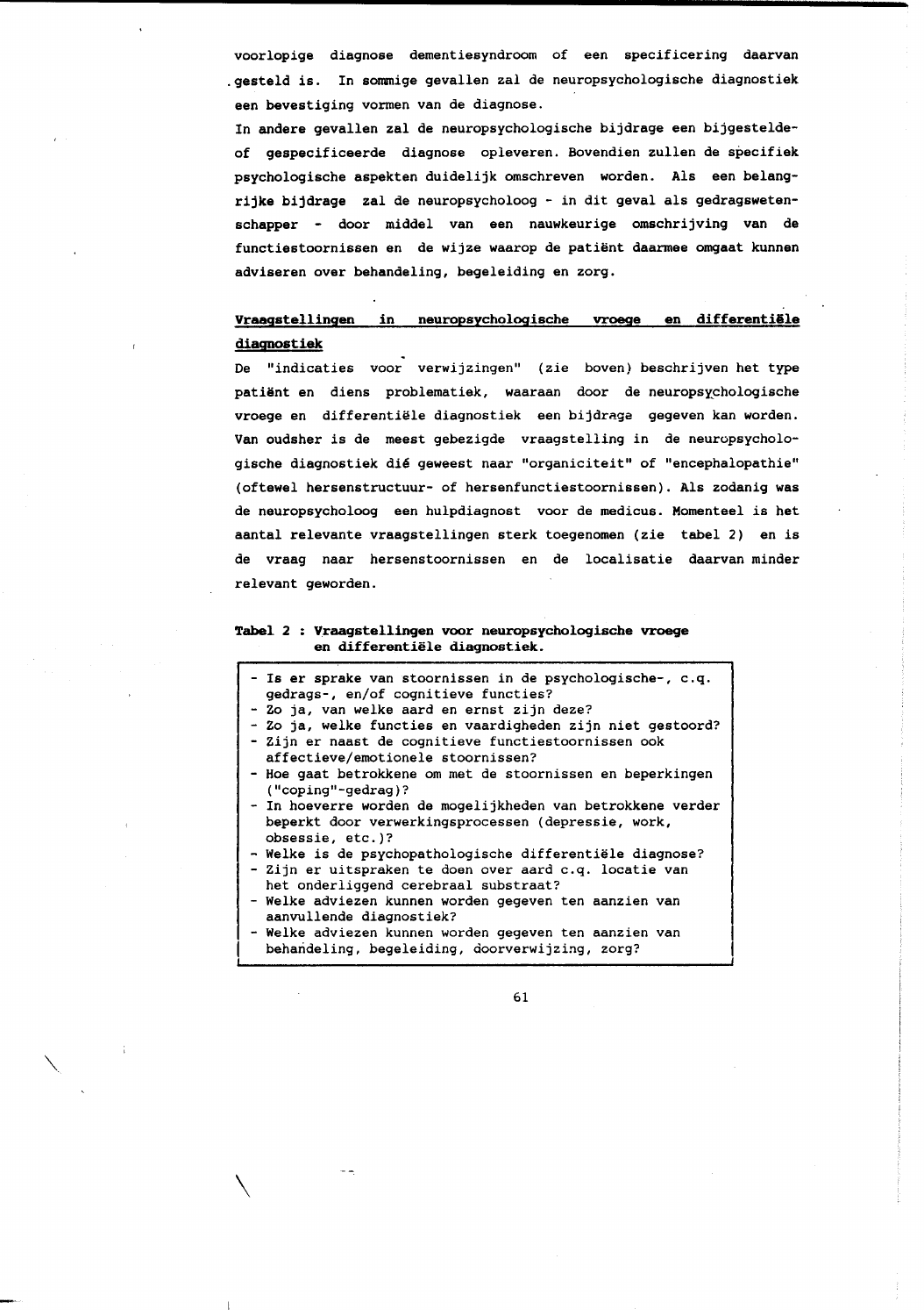voorlopige diagnose dementiesyndroom of een specificering daarvan gesteld is. In sommige gevallen zal de neuropsychologische diagnostiek een bevestiging vormen van de diagnose.

In andere gevallen zal de neuropsychologische bijdrage een bijgestelde- of gespecificeerde diagnose opleveren. Bovendien zullen de specifiek psychologische aspekten duidelijk omschreven worden. Als een belangrijke bijdrage zal de neuropsycholoog - in dit geval als gedragswetenschapper - door middel van een nauwkeurige omschrijving van de functiestoornissen en de wijze waarop de patiënt daarmee omgaat kunnen adviseren over behandeling, begeleiding en zorg.

**Vraagstellingen in neuropsychologische vroege en differentiële diagnostiek**

De "indicaties voor verwijzingen" (zie boven) beschrijven het type patiënt en diens problematiek, waaraan door de neuropsychologische vroege en differentiële diagnostiek een bijdrage gegeven kan worden. Van oudsher is de meest gebezigde vraagstelling in de neuropsychologische diagnostiek dié geweest naar "organiciteit" of "encephalopathie" (oftewel hersenstructuur- of hersenfunctiestoornissen). Als zodanig was de neuropsycholoog een hulpdiagnost voor de medicus. Momenteel is het aantal relevante vraagstellingen sterk toegenomen (zie tabel 2) en is de vraag naar hersenstoornissen en de localisatie daarvan minder relevant geworden.

**Tabel 2 : Vraagstellingen voor neuropsychologische vroege en differentiële diagnostiek.**

- Is er sprake van stoornissen in de psychologische-, c.q. gedrags-, en/of cognitieve functies?
- Zo ja, van welke aard en ernst zijn deze?
- Zo ja, welke functies en vaardigheden zijn niet gestoord?
- Zijn er naast de cognitieve functiestoornissen ook affectieve/emotionele stoornissen?
- Hoe gaat betrokkene om met de stoornissen en beperkingen ("coping"-gedrag)?
- In hoeverre worden de mogelijkheden van betrokkene verder beperkt door verwerkingsprocessen (depressie, work, obsessie, etc.)?
- Welke is de psychopathologische differentiële diagnose?
- Zijn er uitspraken te doen over aard c.q. locatie van het onderliggend cerebraal substraat?
- Welke adviezen kunnen worden gegeven ten aanzien van aanvullende diagnostiek?
- Welke adviezen kunnen worden gegeven ten aanzien van behandeling, begeleiding, doorverwijzing, zorg?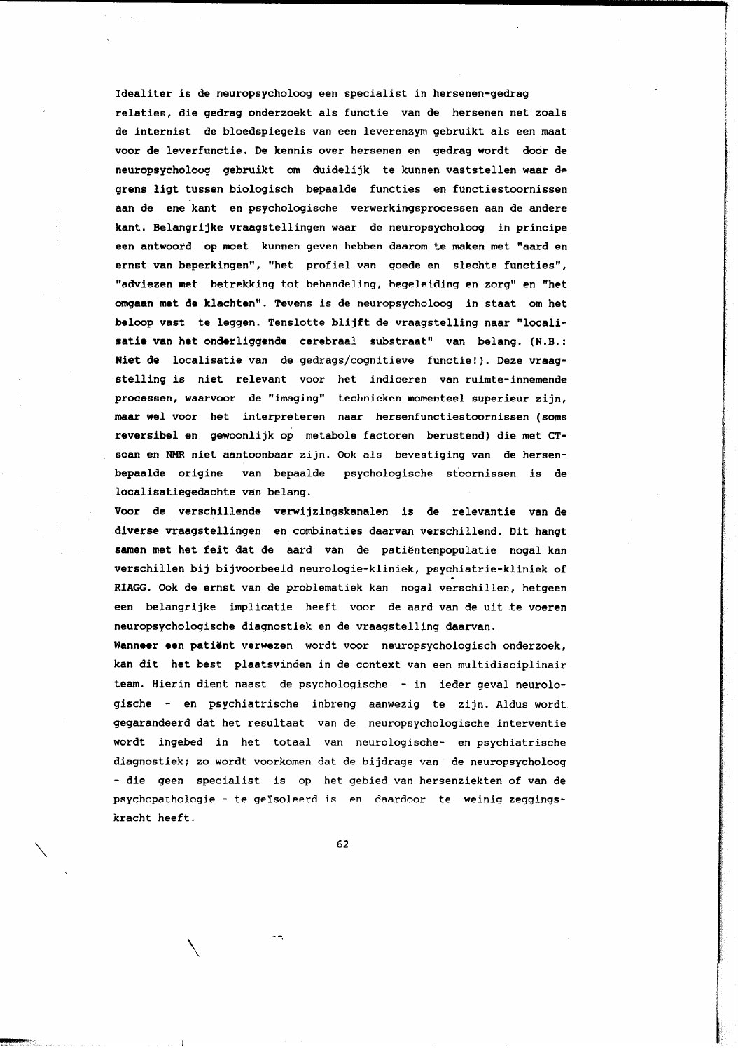Idealiter is de neuropsycholoog een specialist in hersenen-gedrag relaties, die gedrag onderzoekt als functie van de hersenen net zoals de internist de bloedspiegels van een leverenzym gebruikt als een maat voor de leverfunctie. De kennis over hersenen en gedrag wordt door de neuropsycholoog gebruikt om duidelijk te kunnen vaststellen waar de grens ligt tussen biologisch bepaalde functies en functiestoornissen aan de ene kant en psychologische verwerkingsprocessen aan de andere kant. Belangrijke vraagstellingen waar de neuropsycholoog in principe een antwoord op moet kunnen geven hebben daarom te maken met "aard en ernst van beperkingen", "het profiel van goede en slechte functies", "adviezen met betrekking tot behandeling, begeleiding en zorg" en "het omgaan met de klachten". Tevens is de neuropsycholoog in staat om het beloop vast te leggen. Tenslotte blijft de vraagstelling naar "localisatie van het onderliggende cerebraal substraat" van belang. (N.B.: **Niet** de localisatie van de gedrags/cognitieve functie!). Deze vraagstelling is niet relevant voor het indiceren van ruimte-innemende processen, waarvoor de "imaging" technieken momenteel superieur zijn, maar wel voor het interpreteren naar hersenfunctiestoornissen (soms reversibel en gewoonlijk op metabole factoren berustend) die met CT-scan en NMR niet aantoonbaar zijn. Ook als bevestiging van de hersenbepaalde origine van bepaalde psychologische stoornissen is de localisatiegedachte van belang.

Voor de verschillende verwijzingskanalen is de relevantie van de diverse vraagstellingen en combinaties daarvan verschillend. Dit hangt samen met het feit dat de aard van de patiëntenpopulatie nogal kan verschillen bij bijvoorbeeld neurologie-kliniek, psychiatrie-kliniek of RIAGG. Ook de ernst van de problematiek kan nogal verschillen, hetgeen een belangrijke implicatie heeft voor de aard van de uit te voeren neuropsychologische diagnostiek en de vraagstelling daarvan.

Wanneer een patiënt verwezen wordt voor neuropsychologisch onderzoek, kan dit het best plaatsvinden in de context van een multidisciplinair team. Hierin dient naast de psychologische - in ieder geval neurologische - en psychiatrische inbreng aanwezig te zijn. Aldus wordt gegarandeerd dat het resultaat van de neuropsychologische interventie wordt ingebed in het totaal van neurologische- en psychiatrische diagnostiek; zo wordt voorkomen dat de bijdrage van de neuropsycholoog - die geen specialist is op het gebied van hersenziekten of van de psychopathologie - te geïsoleerd is en daardoor te weinig zeggingskracht heeft.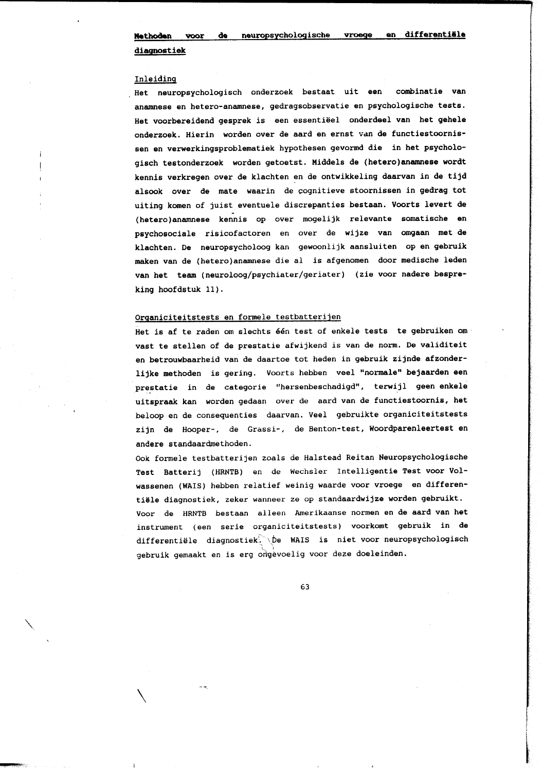**Methoden voor de neuropsychologische vroege en differentiële diagnostiek**

Inleiding

Het neuropsychologisch onderzoek bestaat uit een combinatie van anamnese en hetero-anamnese, gedragsobservatie en psychologische tests. Het voorbereidend gesprek is een essentiëel onderdeel van het gehele onderzoek. Hierin worden over de aard en ernst van de functiestoornissen en verwerkingsproblematiek hypothesen gevormd die in het psychologisch testonderzoek worden getoetst. Middels de (hetero)anamnese wordt kennis verkregen over de klachten en de ontwikkeling daarvan in de tijd alsook over de mate waarin de cognitieve stoornissen in gedrag tot uiting komen of juist eventuele discrepanties bestaan. Voorts levert de (hetero)anamnese kennis op over mogelijk relevante somatische en psychosociale risicofactoren en over de wijze van omgaan met de klachten. De neuropsycholoog kan gewoonlijk aansluiten op en gebruik maken van de (hetero)anamnese die al is afgenomen door medische leden van het team (neuroloog/psychiater/geriater) (zie voor nadere bespreking hoofdstuk 11).

Organiciteitstests en formele testbatterijen

Het is af te raden om slechts één test of enkele tests te gebruiken om vast te stellen of de prestatie afwijkend is van de norm. De validiteit en betrouwbaarheid van de daartoe tot heden in gebruik zijnde afzonderlijke methoden is gering. Voorts hebben veel "normale" bejaarden een prestatie in de categorie "hersenbeschadigd", terwijl geen enkele uitspraak kan worden gedaan over de aard van de functiestoornis, het beloop en de consequenties daarvan. Veel gebruikte organiciteitstests zijn de Hooper-, de Grassi-, de Benton-test, Woordparenleertest en andere standaardmethoden.

Ook formele testbatterijen zoals de Halstead Reitan Neuropsychologische Test Batterij (HRNTB) en de Wechsler Intelligentie Test voor Volwassenen (WAIS) hebben relatief weinig waarde voor vroege en differentiële diagnostiek, zeker wanneer ze op standaardwijze worden gebruikt. Voor de HRNTB bestaan alleen Amerikaanse normen en de aard van het instrument (een serie organiciteitstests) voorkomt gebruik in de differentiële diagnostiek. De WAIS is niet voor neuropsychologisch gebruik gemaakt en is erg ongevoelig voor deze doeleinden.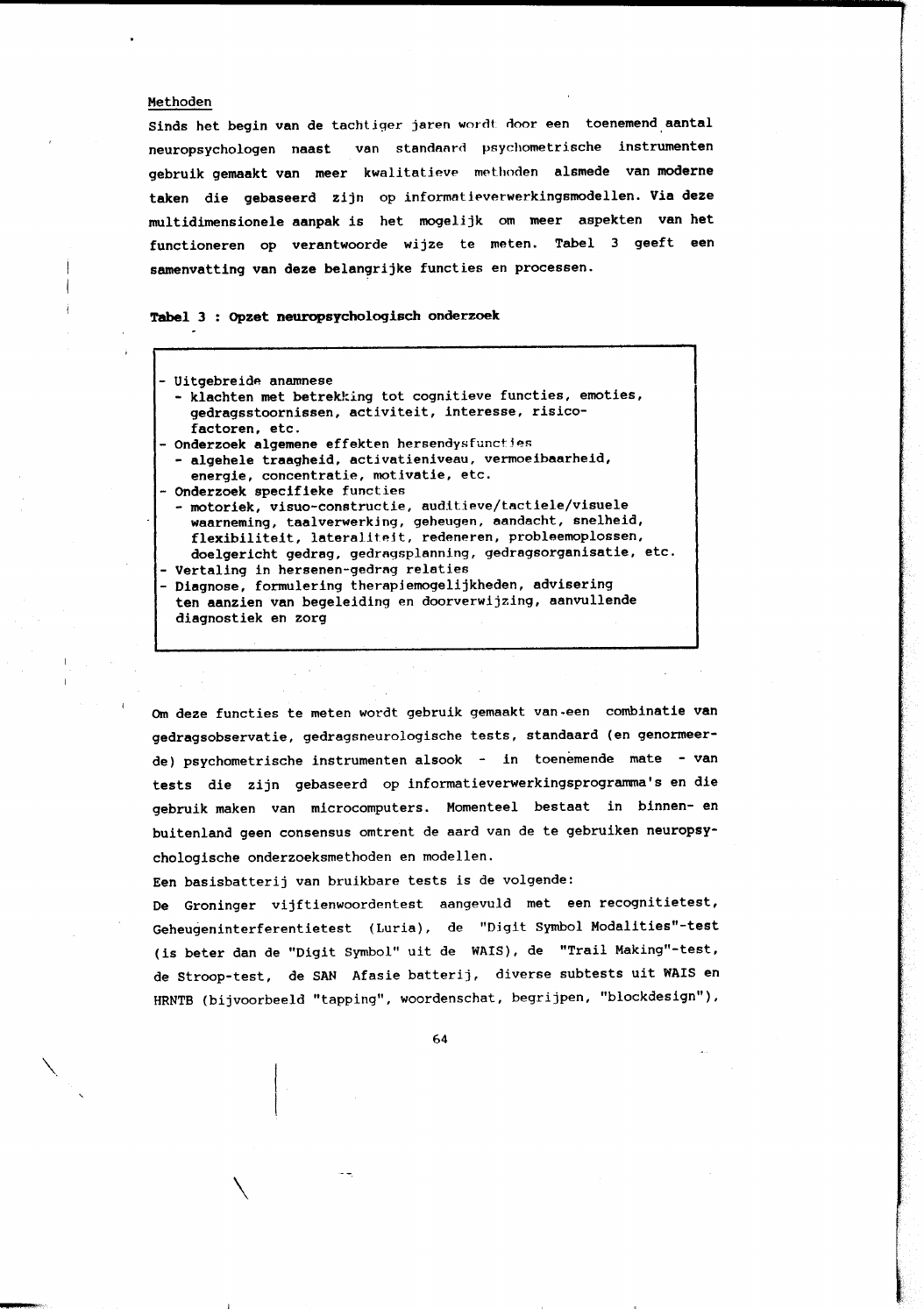## Methoden

Sinds het begin van de tachtiger jaren wordt door een toenemend aantal neuropsychologen naast van standaard psychometrische instrumenten gebruik gemaakt van meer kwalitatieve methoden alsmede van moderne taken die gebaseerd zijn op informatieverwerkingsmodellen. Via deze multidimensionele aanpak is het mogelijk om meer aspekten van het functioneren op verantwoorde wijze te meten. Tabel 3 geeft een samenvatting van deze belangrijke functies en processen.

**Tabel 3 : Opzet neuropsychologisch onderzoek**

- Uitgebreide anamnese
  - klachten met betrekking tot cognitieve functies, emoties, gedragsstoornissen, activiteit, interesse, risicofactoren, etc.
- Onderzoek algemene effekten hersendysfuncties
  - algehele traagheid, activatieniveau, vermoeibaarheid, energie, concentratie, motivatie, etc.
- Onderzoek specifieke functies
  - motoriek, visuo-constructie, auditieve/tactiele/visuele waarneming, taalverwerking, geheugen, aandacht, snelheid, flexibiliteit, lateraliteit, redeneren, probleemoplossen, doelgericht gedrag, gedragsplanning, gedragsorganisatie, etc.
- Vertaling in hersenen-gedrag relaties
- Diagnose, formulering therapiemogelijkheden, advisering ten aanzien van begeleiding en doorverwijzing, aanvullende diagnostiek en zorg

Om deze functies te meten wordt gebruik gemaakt van een combinatie van gedragsobservatie, gedragsneurologische tests, standaard (en genormeerde) psychometrische instrumenten alsook - in toenemende mate - van tests die zijn gebaseerd op informatieverwerkingsprogramma's en die gebruik maken van microcomputers. Momenteel bestaat in binnen- en buitenland geen consensus omtrent de aard van de te gebruiken neuropsychologische onderzoeksmethoden en modellen.

Een basisbatterij van bruikbare tests is de volgende:

De Groninger vijftienwoordentest aangevuld met een recognitietest, Geheugeninterferentietest (Luria), de "Digit Symbol Modalities"-test (is beter dan de "Digit Symbol" uit de WAIS), de "Trail Making"-test, de Stroop-test, de SAN Afasie batterij, diverse subtests uit WAIS en HRNTB (bijvoorbeeld "tapping", woordenschat, begrijpen, "blockdesign"),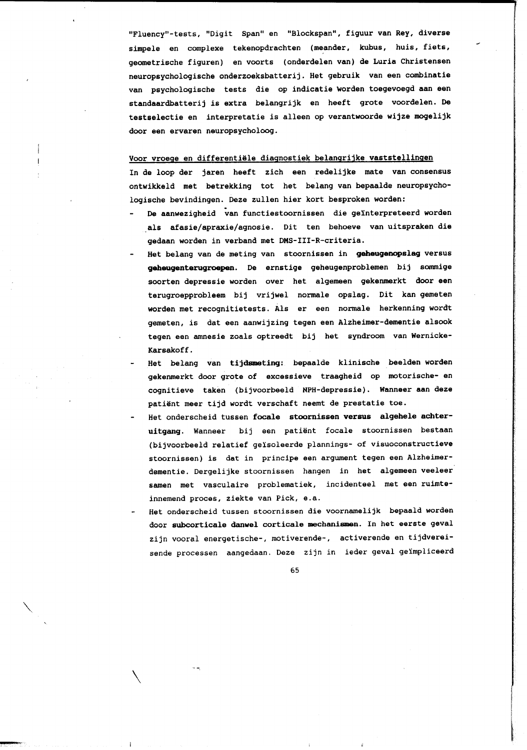"Fluency"-tests, "Digit Span" en "Blockspan", figuur van Rey, diverse simpele en complexe tekenopdrachten (meander, kubus, huis, fiets, geometrische figuren) en voorts (onderdelen van) de Luria Christensen neuropsychologische onderzoeksbatterij. Het gebruik van een combinatie van psychologische tests die op indicatie worden toegevoegd aan een standaardbatterij is extra belangrijk en heeft grote voordelen. De testselectie en interpretatie is alleen op verantwoorde wijze mogelijk door een ervaren neuropsycholoog.

<u>Voor vroege en differentiële diagnostiek belangrijke vaststellingen</u>

In de loop der jaren heeft zich een redelijke mate van consensus ontwikkeld met betrekking tot het belang van bepaalde neuropsychologische bevindingen. Deze zullen hier kort besproken worden:

- De aanwezigheid van functiestoornissen die geïnterpreteerd worden als afasie/apraxie/agnosie. Dit ten behoeve van uitspraken die gedaan worden in verband met DMS-III-R-criteria.
- Het belang van de meting van stoornissen in **geheugenopslag** versus **geheugenterugroepen**. De ernstige geheugenproblemen bij sommige soorten depressie worden over het algemeen gekenmerkt door een terugroepprobleem bij vrijwel normale opslag. Dit kan gemeten worden met recognitietests. Als er een normale herkenning wordt gemeten, is dat een aanwijzing tegen een Alzheimer-dementie alsook tegen een amnesie zoals optreedt bij het syndroom van Wernicke-Karsakoff.
- Het belang van **tijdsmeting**: bepaalde klinische beelden worden gekenmerkt door grote of excessieve traagheid op motorische- en cognitieve taken (bijvoorbeeld NPH-depressie). Wanneer aan deze patiënt meer tijd wordt verschaft neemt de prestatie toe.
- Het onderscheid tussen **focale stoornissen versus algehele achteruitgang**. Wanneer bij een patiënt focale stoornissen bestaan (bijvoorbeeld relatief geïsoleerde plannings- of visuoconstructieve stoornissen) is dat in principe een argument tegen een Alzheimer-dementie. Dergelijke stoornissen hangen in het algemeen veeleer samen met vasculaire problematiek, incidenteel met een ruimte-innemend proces, ziekte van Pick, e.a.
- Het onderscheid tussen stoornissen die voornamelijk bepaald worden door **subcorticale danwel corticale mechanismen**. In het eerste geval zijn vooral energetische-, motiverende-, activerende en tijdvereisende processen aangedaan. Deze zijn in ieder geval geïmpliceerd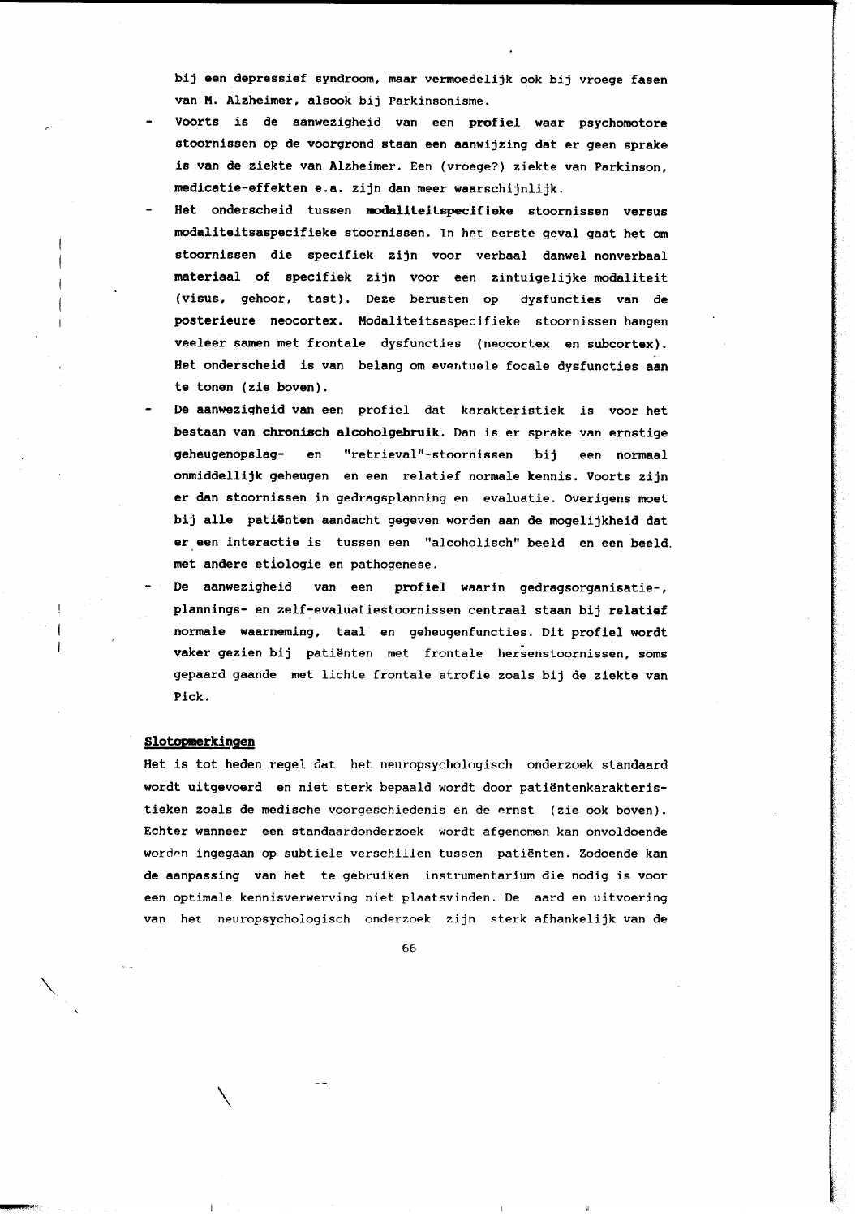bij een depressief syndroom, maar vermoedelijk ook bij vroege fasen van M. Alzheimer, alsook bij Parkinsonisme.

- Voorts is de aanwezigheid van een **profiel** waar psychomotore stoornissen op de voorgrond staan een aanwijzing dat er geen sprake is van de ziekte van Alzheimer. Een (vroege?) ziekte van Parkinson, medicatie-effekten e.a. zijn dan meer waarschijnlijk.
- Het onderscheid tussen **modaliteitspecifieke** stoornissen versus modaliteitsaspecifieke stoornissen. In het eerste geval gaat het om stoornissen die specifiek zijn voor verbaal danwel nonverbaal materiaal of specifiek zijn voor een zintuigelijke modaliteit (visus, gehoor, tast). Deze berusten op dysfuncties van de posterieure neocortex. Modaliteitsaspecifieke stoornissen hangen veeleer samen met frontale dysfuncties (neocortex en subcortex). Het onderscheid is van belang om eventuele focale dysfuncties aan te tonen (zie boven).
- De aanwezigheid van een profiel dat karakteristiek is voor het bestaan van **chronisch alcoholgebruik**. Dan is er sprake van ernstige geheugenopslag- en "retrieval"-stoornissen bij een normaal onmiddellijk geheugen en een relatief normale kennis. Voorts zijn er dan stoornissen in gedragsplanning en evaluatie. Overigens moet bij alle patiënten aandacht gegeven worden aan de mogelijkheid dat er een interactie is tussen een "alcoholisch" beeld en een beeld met andere etiologie en pathogenese.
- De aanwezigheid van een **profiel** waarin gedragsorganisatie-, plannings- en zelf-evaluatiestoornissen centraal staan bij relatief normale waarneming, taal en geheugenfuncties. Dit profiel wordt vaker gezien bij patiënten met frontale hersenstoornissen, soms gepaard gaande met lichte frontale atrofie zoals bij de ziekte van Pick.

## Slotopmerkingen

Het is tot heden regel dat het neuropsychologisch onderzoek standaard wordt uitgevoerd en niet sterk bepaald wordt door patiëntenkarakteristieken zoals de medische voorgeschiedenis en de ernst (zie ook boven). Echter wanneer een standaardonderzoek wordt afgenomen kan onvoldoende worden ingegaan op subtiele verschillen tussen patiënten. Zodoende kan de aanpassing van het te gebruiken instrumentarium die nodig is voor een optimale kennisverwerving niet plaatsvinden. De aard en uitvoering van het neuropsychologisch onderzoek zijn sterk afhankelijk van de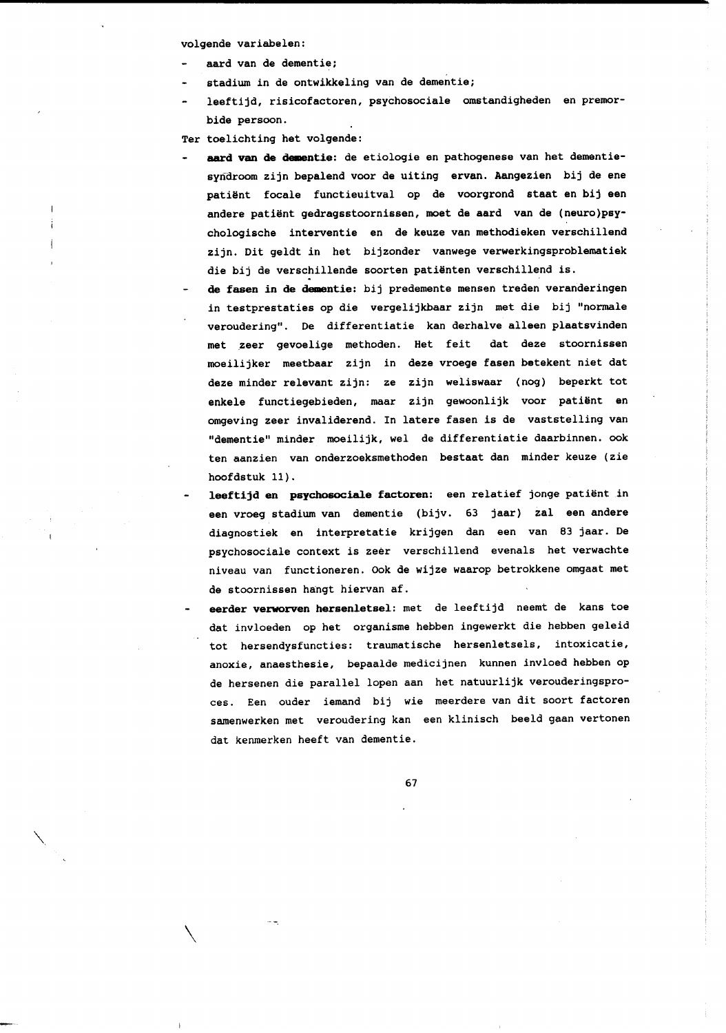volgende variabelen:

- aard van de dementie;
- stadium in de ontwikkeling van de dementie;
- leeftijd, risicofactoren, psychosociale omstandigheden en premorbide persoon.

Ter toelichting het volgende:

- **aard van de dementie**: de etiologie en pathogenese van het dementiesyndroom zijn bepalend voor de uiting ervan. Aangezien bij de ene patiënt focale functieuitval op de voorgrond staat en bij een andere patiënt gedragsstoornissen, moet de aard van de (neuro)psychologische interventie en de keuze van methodieken verschillend zijn. Dit geldt in het bijzonder vanwege verwerkingsproblematiek die bij de verschillende soorten patiënten verschillend is.
- **de fasen in de dementie**: bij predemente mensen treden veranderingen in testprestaties op die vergelijkbaar zijn met die bij "normale veroudering". De differentiatie kan derhalve alleen plaatsvinden met zeer gevoelige methoden. Het feit dat deze stoornissen moeilijker meetbaar zijn in deze vroege fasen betekent niet dat deze minder relevant zijn: ze zijn weliswaar (nog) beperkt tot enkele functiegebieden, maar zijn gewoonlijk voor patiënt en omgeving zeer invaliderend. In latere fasen is de vaststelling van "dementie" minder moeilijk, wel de differentiatie daarbinnen. ook ten aanzien van onderzoeksmethoden bestaat dan minder keuze (zie hoofdstuk 11).
- **leeftijd en psychosociale factoren**: een relatief jonge patiënt in een vroeg stadium van dementie (bijv. 63 jaar) zal een andere diagnostiek en interpretatie krijgen dan een van 83 jaar. De psychosociale context is zeer verschillend evenals het verwachte niveau van functioneren. Ook de wijze waarop betrokkene omgaat met de stoornissen hangt hiervan af.
- **eerder verworven hersenletsel**: met de leeftijd neemt de kans toe dat invloeden op het organisme hebben ingewerkt die hebben geleid tot hersendysfuncties: traumatische hersenletsels, intoxicatie, anoxie, anaesthesie, bepaalde medicijnen kunnen invloed hebben op de hersenen die parallel lopen aan het natuurlijk verouderingsproces. Een ouder iemand bij wie meerdere van dit soort factoren samenwerken met veroudering kan een klinisch beeld gaan vertonen dat kenmerken heeft van dementie.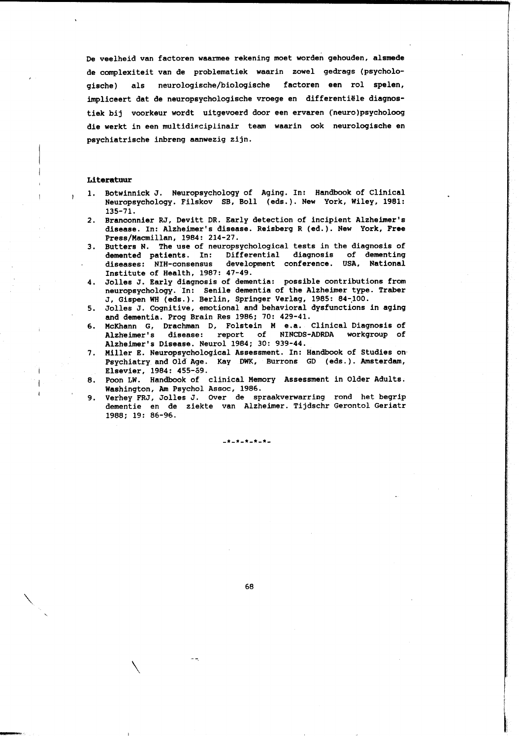De veelheid van factoren waarmee rekening moet worden gehouden, alsmede de complexiteit van de problematiek waarin zowel gedrags (psychologische) als neurologische/biologische factoren een rol spelen, impliceert dat de neuropsychologische vroege en differentiële diagnostiek bij voorkeur wordt uitgevoerd door een ervaren (neuro)psycholoog die werkt in een multidisciplinair team waarin ook neurologische en psychiatrische inbreng aanwezig zijn.

**Literatuur**

1. Botwinnick J. Neuropsychology of Aging. In: Handbook of Clinical Neuropsychology. Filskov SB, Boll (eds.). New York, Wiley, 1981: 135-71.
2. Branconnier RJ, Devitt DR. Early detection of incipient Alzheimer's disease. In: Alzheimer's disease. Reisberg R (ed.). New York, Free Press/Macmillan, 1984: 214-27.
3. Butters N. The use of neuropsychological tests in the diagnosis of demented patients. In: Differential diagnosis of dementing diseases: NIH-consensus development conference. USA, National Institute of Health, 1987: 47-49.
4. Jolles J. Early diagnosis of dementia: possible contributions from neuropsychology. In: Senile dementia of the Alzheimer type. Traber J, Gispen WH (eds.). Berlin, Springer Verlag, 1985: 84-100.
5. Jolles J. Cognitive, emotional and behavioral dysfunctions in aging and dementia. Prog Brain Res 1986; 70: 429-41.
6. McKhann G, Drachman D, Folstein M e.a. Clinical Diagnosis of Alzheimer's disease: report of NINCDS-ADRDA workgroup of Alzheimer's Disease. Neurol 1984; 30: 939-44.
7. Miller E. Neuropsychological Assessment. In: Handbook of Studies on Psychiatry and Old Age. Kay DWK, Burrons GD (eds.). Amsterdam, Elsevier, 1984: 455-69.
8. Poon LW. Handbook of clinical Memory Assessment in Older Adults. Washington, Am Psychol Assoc, 1986.
9. Verhey FRJ, Jolles J. Over de spraakverwarring rond het begrip dementie en de ziekte van Alzheimer. Tijdschr Gerontol Geriatr 1988; 19: 86-96.

-*-*-*-*-*-